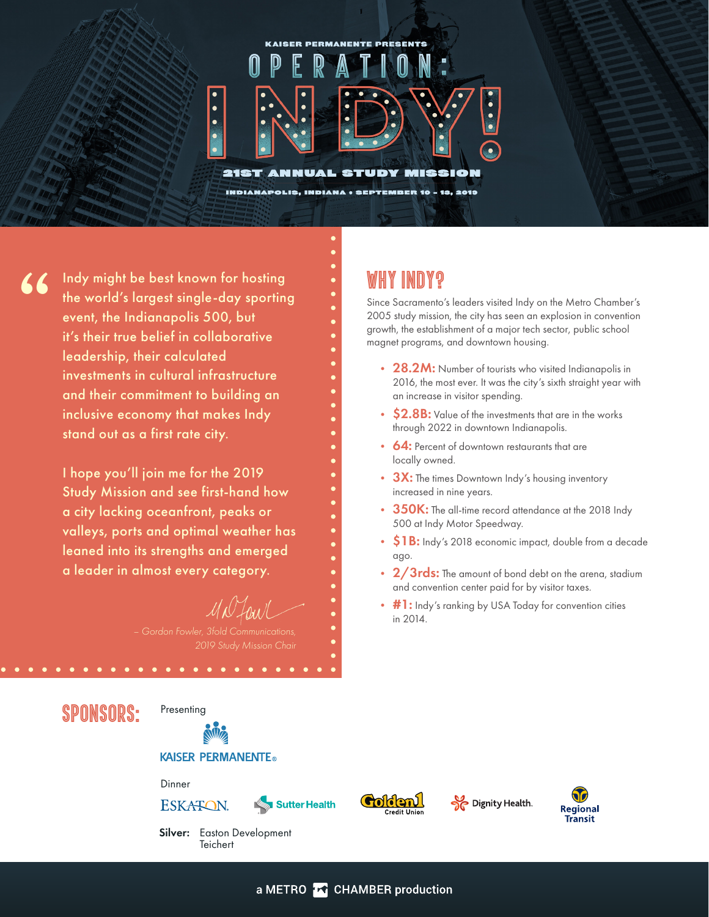KAISER PERMANENTE PRESENTS

# OPERATION: INDY!

## 21ST ANNUAL STUDY MISSION

INDIANAPOLIS, INDIANA • SEPTEMBER 10 - 13, 2019

> Indy might be best known for hosting the world's largest single-day sporting event, the Indianapolis 500, but it's their true belief in collaborative leadership, their calculated investments in cultural infrastructure and their commitment to building an inclusive economy that makes Indy stand out as a first rate city.
>
> I hope you'll join me for the 2019 Study Mission and see first-hand how a city lacking oceanfront, peaks or valleys, ports and optimal weather has leaned into its strengths and emerged a leader in almost every category.
>
> *– Gordon Fowler, 3fold Communications, 2019 Study Mission Chair*

## WHY INDY?

Since Sacramento's leaders visited Indy on the Metro Chamber's 2005 study mission, the city has seen an explosion in convention growth, the establishment of a major tech sector, public school magnet programs, and downtown housing.

- **28.2M:** Number of tourists who visited Indianapolis in 2016, the most ever. It was the city's sixth straight year with an increase in visitor spending.
- **$2.8B:** Value of the investments that are in the works through 2022 in downtown Indianapolis.
- **64:** Percent of downtown restaurants that are locally owned.
- **3X:** The times Downtown Indy's housing inventory increased in nine years.
- **350K:** The all-time record attendance at the 2018 Indy 500 at Indy Motor Speedway.
- **$1B:** Indy's 2018 economic impact, double from a decade ago.
- **2/3rds:** The amount of bond debt on the arena, stadium and convention center paid for by visitor taxes.
- **#1:** Indy's ranking by USA Today for convention cities in 2014.

## SPONSORS:

Presenting

KAISER PERMANENTE®

Dinner

ESKATON | Sutter Health | Golden 1 Credit Union | Dignity Health. | Regional Transit

**Silver:** Easton Development
Teichert

a METRO CHAMBER production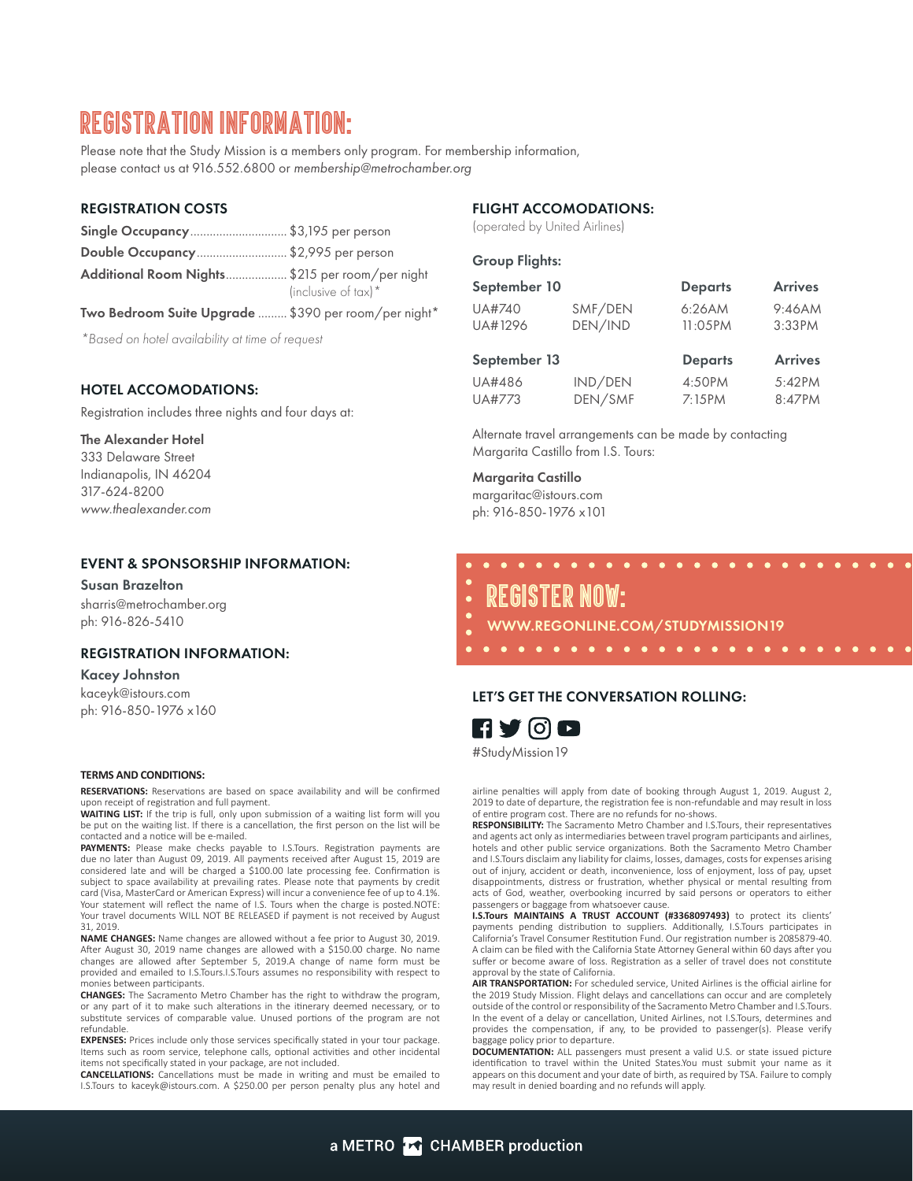# REGISTRATION INFORMATION:

Please note that the Study Mission is a members only program. For membership information, please contact us at 916.552.6800 or *membership@metrochamber.org*

## REGISTRATION COSTS

| | |
|---|---|
| **Single Occupancy** | $3,195 per person |
| **Double Occupancy** | $2,995 per person |
| **Additional Room Nights** | $215 per room/per night (inclusive of tax)* |
| **Two Bedroom Suite Upgrade** | $390 per room/per night* |

*\*Based on hotel availability at time of request*

## HOTEL ACCOMODATIONS:

Registration includes three nights and four days at:

**The Alexander Hotel**
333 Delaware Street
Indianapolis, IN 46204
317-624-8200
*www.thealexander.com*

## EVENT & SPONSORSHIP INFORMATION:

**Susan Brazelton**
sharris@metrochamber.org
ph: 916-826-5410

## REGISTRATION INFORMATION:

**Kacey Johnston**
kaceyk@istours.com
ph: 916-850-1976 x160

## FLIGHT ACCOMODATIONS:

(operated by United Airlines)

### Group Flights:

| September 10 | | Departs | Arrives |
|---|---|---|---|
| UA#740 | SMF/DEN | 6:26AM | 9:46AM |
| UA#1296 | DEN/IND | 11:05PM | 3:33PM |

| September 13 | | Departs | Arrives |
|---|---|---|---|
| UA#486 | IND/DEN | 4:50PM | 5:42PM |
| UA#773 | DEN/SMF | 7:15PM | 8:47PM |

Alternate travel arrangements can be made by contacting Margarita Castillo from I.S. Tours:

**Margarita Castillo**
margaritac@istours.com
ph: 916-850-1976 x101

## REGISTER NOW:

WWW.REGONLINE.COM/STUDYMISSION19

## LET'S GET THE CONVERSATION ROLLING:

#StudyMission19

### TERMS AND CONDITIONS:

**RESERVATIONS:** Reservations are based on space availability and will be confirmed upon receipt of registration and full payment.

**WAITING LIST:** If the trip is full, only upon submission of a waiting list form will you be put on the waiting list. If there is a cancellation, the first person on the list will be contacted and a notice will be e-mailed.

**PAYMENTS:** Please make checks payable to I.S.Tours. Registration payments are due no later than August 09, 2019. All payments received after August 15, 2019 are considered late and will be charged a $100.00 late processing fee. Confirmation is subject to space availability at prevailing rates. Please note that payments by credit card (Visa, MasterCard or American Express) will incur a convenience fee of up to 4.1%. Your statement will reflect the name of I.S. Tours when the charge is posted.NOTE: Your travel documents WILL NOT BE RELEASED if payment is not received by August 31, 2019.

**NAME CHANGES:** Name changes are allowed without a fee prior to August 30, 2019. After August 30, 2019 name changes are allowed with a $150.00 charge. No name changes are allowed after September 5, 2019.A change of name form must be provided and emailed to I.S.Tours.I.S.Tours assumes no responsibility with respect to monies between participants.

**CHANGES:** The Sacramento Metro Chamber has the right to withdraw the program, or any part of it to make such alterations in the itinerary deemed necessary, or to substitute services of comparable value. Unused portions of the program are not refundable.

**EXPENSES:** Prices include only those services specifically stated in your tour package. Items such as room service, telephone calls, optional activities and other incidental items not specifically stated in your package, are not included.

**CANCELLATIONS:** Cancellations must be made in writing and must be emailed to I.S.Tours to kaceyk@istours.com. A $250.00 per person penalty plus any hotel and airline penalties will apply from date of booking through August 1, 2019. August 2, 2019 to date of departure, the registration fee is non-refundable and may result in loss of entire program cost. There are no refunds for no-shows.

**RESPONSIBILITY:** The Sacramento Metro Chamber and I.S.Tours, their representatives and agents act only as intermediaries between travel program participants and airlines, hotels and other public service organizations. Both the Sacramento Metro Chamber and I.S.Tours disclaim any liability for claims, losses, damages, costs for expenses arising out of injury, accident or death, inconvenience, loss of enjoyment, loss of pay, upset disappointments, distress or frustration, whether physical or mental resulting from acts of God, weather, overbooking incurred by said persons or operators to either passengers or baggage from whatsoever cause.

**I.S.Tours MAINTAINS A TRUST ACCOUNT (#3368097493)** to protect its clients' payments pending distribution to suppliers. Additionally, I.S.Tours participates in California's Travel Consumer Restitution Fund. Our registration number is 2085879-40. A claim can be filed with the California State Attorney General within 60 days after you suffer or become aware of loss. Registration as a seller of travel does not constitute approval by the state of California.

**AIR TRANSPORTATION:** For scheduled service, United Airlines is the official airline for the 2019 Study Mission. Flight delays and cancellations can occur and are completely outside of the control or responsibility of the Sacramento Metro Chamber and I.S.Tours. In the event of a delay or cancellation, United Airlines, not I.S.Tours, determines and provides the compensation, if any, to be provided to passenger(s). Please verify baggage policy prior to departure.

**DOCUMENTATION:** ALL passengers must present a valid U.S. or state issued picture identification to travel within the United States.You must submit your name as it appears on this document and your date of birth, as required by TSA. Failure to comply may result in denied boarding and no refunds will apply.

a METRO CHAMBER production